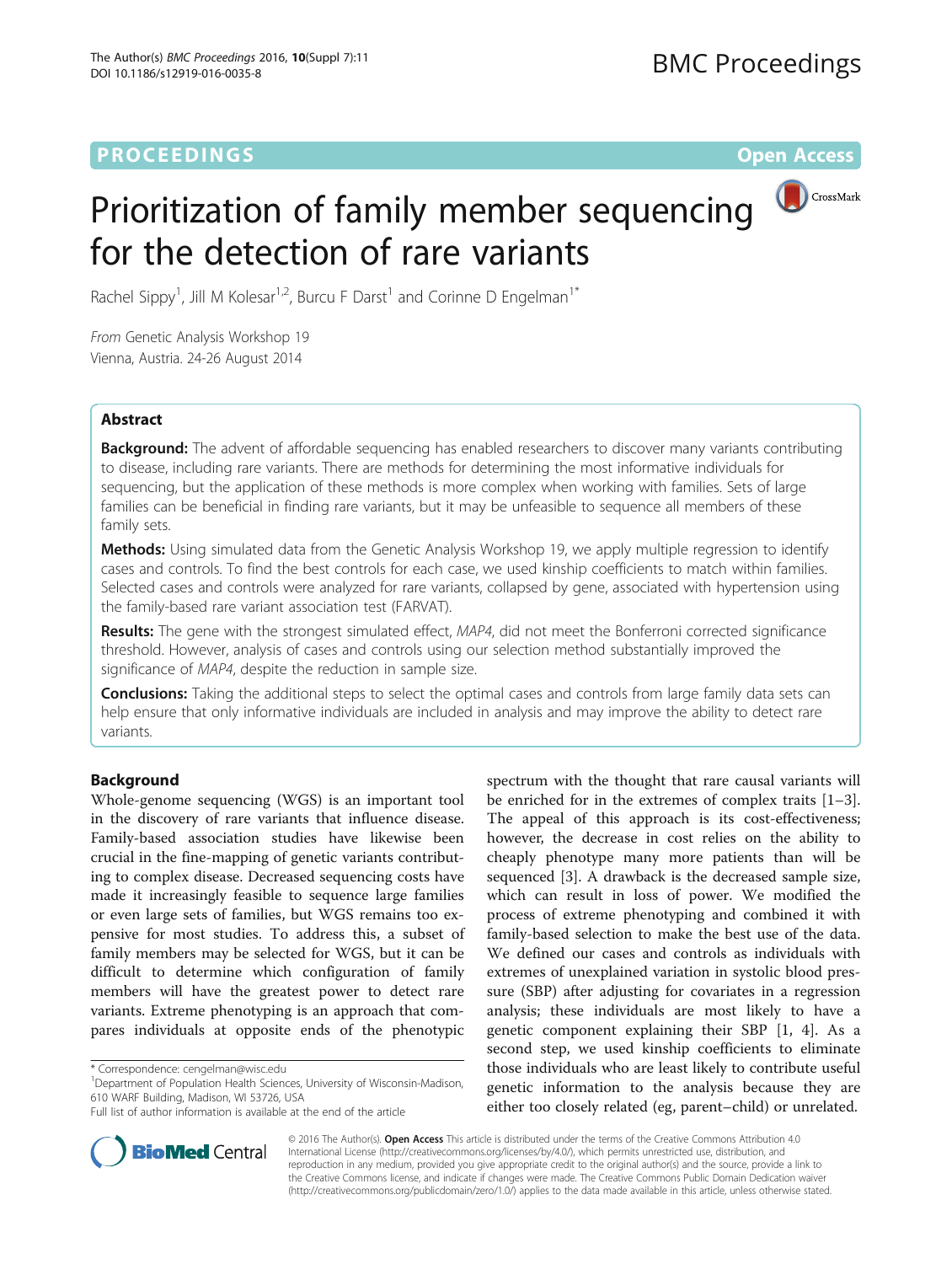PROCEEDINGS

Open Access

# Prioritization of family member sequencing for the detection of rare variants

Rachel Sippy[1], Jill M Kolesar[1,2], Burcu F Darst[1] and Corinne D Engelman[1*]

*From* Genetic Analysis Workshop 19
Vienna, Austria. 24-26 August 2014

## Abstract

**Background:** The advent of affordable sequencing has enabled researchers to discover many variants contributing to disease, including rare variants. There are methods for determining the most informative individuals for sequencing, but the application of these methods is more complex when working with families. Sets of large families can be beneficial in finding rare variants, but it may be unfeasible to sequence all members of these family sets.

**Methods:** Using simulated data from the Genetic Analysis Workshop 19, we apply multiple regression to identify cases and controls. To find the best controls for each case, we used kinship coefficients to match within families. Selected cases and controls were analyzed for rare variants, collapsed by gene, associated with hypertension using the family-based rare variant association test (FARVAT).

**Results:** The gene with the strongest simulated effect, *MAP4*, did not meet the Bonferroni corrected significance threshold. However, analysis of cases and controls using our selection method substantially improved the significance of *MAP4*, despite the reduction in sample size.

**Conclusions:** Taking the additional steps to select the optimal cases and controls from large family data sets can help ensure that only informative individuals are included in analysis and may improve the ability to detect rare variants.

## Background

Whole-genome sequencing (WGS) is an important tool in the discovery of rare variants that influence disease. Family-based association studies have likewise been crucial in the fine-mapping of genetic variants contributing to complex disease. Decreased sequencing costs have made it increasingly feasible to sequence large families or even large sets of families, but WGS remains too expensive for most studies. To address this, a subset of family members may be selected for WGS, but it can be difficult to determine which configuration of family members will have the greatest power to detect rare variants. Extreme phenotyping is an approach that compares individuals at opposite ends of the phenotypic spectrum with the thought that rare causal variants will be enriched for in the extremes of complex traits [1–3]. The appeal of this approach is its cost-effectiveness; however, the decrease in cost relies on the ability to cheaply phenotype many more patients than will be sequenced [3]. A drawback is the decreased sample size, which can result in loss of power. We modified the process of extreme phenotyping and combined it with family-based selection to make the best use of the data. We defined our cases and controls as individuals with extremes of unexplained variation in systolic blood pressure (SBP) after adjusting for covariates in a regression analysis; these individuals are most likely to have a genetic component explaining their SBP [1, 4]. As a second step, we used kinship coefficients to eliminate those individuals who are least likely to contribute useful genetic information to the analysis because they are either too closely related (eg, parent–child) or unrelated.

\* Correspondence: cengelman@wisc.edu
[1]Department of Population Health Sciences, University of Wisconsin-Madison, 610 WARF Building, Madison, WI 53726, USA
Full list of author information is available at the end of the article

© 2016 The Author(s). **Open Access** This article is distributed under the terms of the Creative Commons Attribution 4.0 International License (http://creativecommons.org/licenses/by/4.0/), which permits unrestricted use, distribution, and reproduction in any medium, provided you give appropriate credit to the original author(s) and the source, provide a link to the Creative Commons license, and indicate if changes were made. The Creative Commons Public Domain Dedication waiver (http://creativecommons.org/publicdomain/zero/1.0/) applies to the data made available in this article, unless otherwise stated.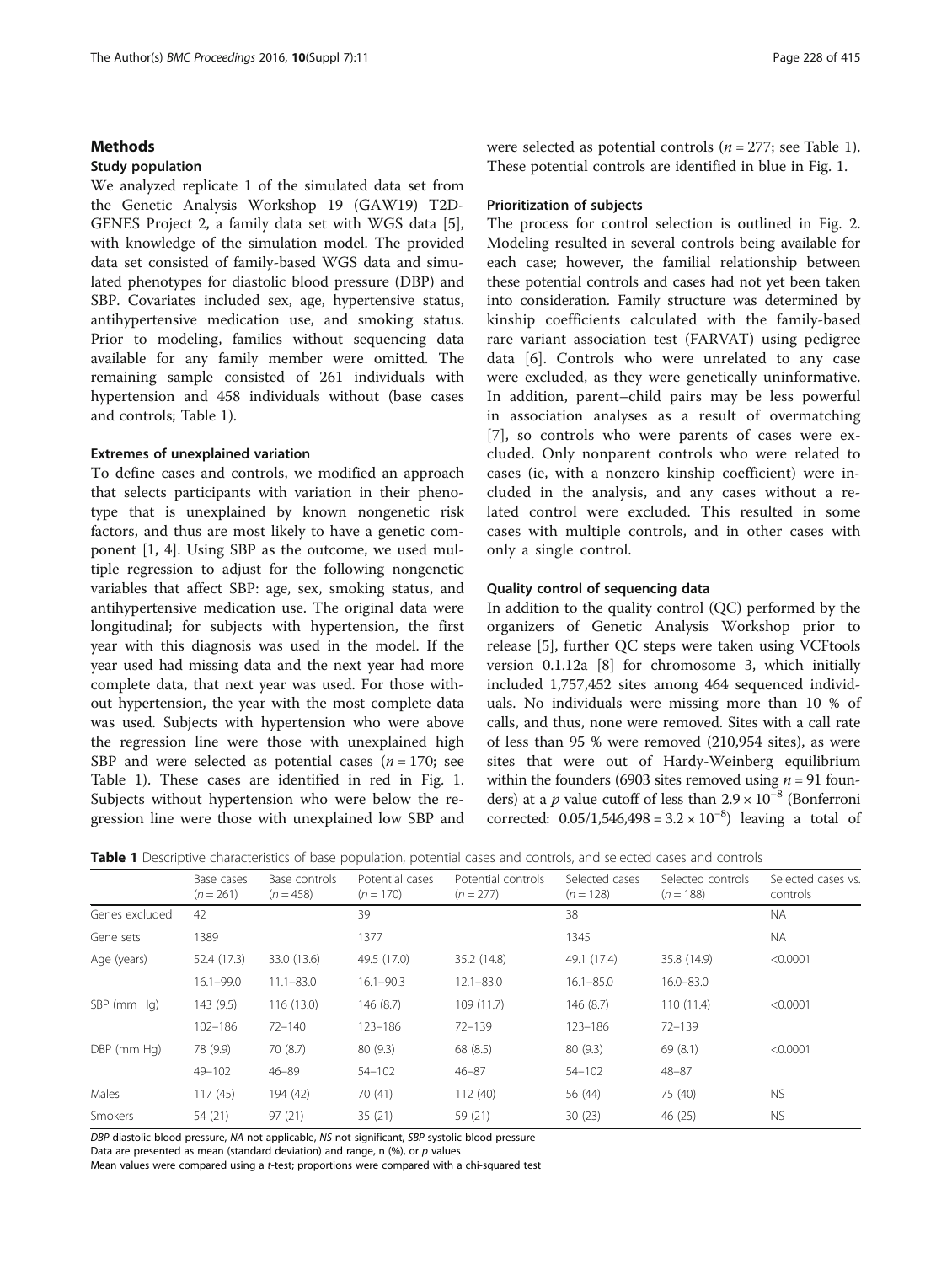## Methods

### Study population

We analyzed replicate 1 of the simulated data set from the Genetic Analysis Workshop 19 (GAW19) T2D-GENES Project 2, a family data set with WGS data [5], with knowledge of the simulation model. The provided data set consisted of family-based WGS data and simulated phenotypes for diastolic blood pressure (DBP) and SBP. Covariates included sex, age, hypertensive status, antihypertensive medication use, and smoking status. Prior to modeling, families without sequencing data available for any family member were omitted. The remaining sample consisted of 261 individuals with hypertension and 458 individuals without (base cases and controls; Table 1).

### Extremes of unexplained variation

To define cases and controls, we modified an approach that selects participants with variation in their phenotype that is unexplained by known nongenetic risk factors, and thus are most likely to have a genetic component [1, 4]. Using SBP as the outcome, we used multiple regression to adjust for the following nongenetic variables that affect SBP: age, sex, smoking status, and antihypertensive medication use. The original data were longitudinal; for subjects with hypertension, the first year with this diagnosis was used in the model. If the year used had missing data and the next year had more complete data, that next year was used. For those without hypertension, the year with the most complete data was used. Subjects with hypertension who were above the regression line were those with unexplained high SBP and were selected as potential cases ($n = 170$; see Table 1). These cases are identified in red in Fig. 1. Subjects without hypertension who were below the regression line were those with unexplained low SBP and were selected as potential controls ($n = 277$; see Table 1). These potential controls are identified in blue in Fig. 1.

### Prioritization of subjects

The process for control selection is outlined in Fig. 2. Modeling resulted in several controls being available for each case; however, the familial relationship between these potential controls and cases had not yet been taken into consideration. Family structure was determined by kinship coefficients calculated with the family-based rare variant association test (FARVAT) using pedigree data [6]. Controls who were unrelated to any case were excluded, as they were genetically uninformative. In addition, parent–child pairs may be less powerful in association analyses as a result of overmatching [7], so controls who were parents of cases were excluded. Only nonparent controls who were related to cases (ie, with a nonzero kinship coefficient) were included in the analysis, and any cases without a related control were excluded. This resulted in some cases with multiple controls, and in other cases with only a single control.

### Quality control of sequencing data

In addition to the quality control (QC) performed by the organizers of Genetic Analysis Workshop prior to release [5], further QC steps were taken using VCFtools version 0.1.12a [8] for chromosome 3, which initially included 1,757,452 sites among 464 sequenced individuals. No individuals were missing more than 10 % of calls, and thus, none were removed. Sites with a call rate of less than 95 % were removed (210,954 sites), as were sites that were out of Hardy-Weinberg equilibrium within the founders (6903 sites removed using $n = 91$ founders) at a $p$ value cutoff of less than $2.9 \times 10^{-8}$ (Bonferroni corrected: $0.05/1{,}546{,}498 = 3.2 \times 10^{-8}$) leaving a total of

**Table 1** Descriptive characteristics of base population, potential cases and controls, and selected cases and controls

| | Base cases ($n = 261$) | Base controls ($n = 458$) | Potential cases ($n = 170$) | Potential controls ($n = 277$) | Selected cases ($n = 128$) | Selected controls ($n = 188$) | Selected cases vs. controls |
|---|---|---|---|---|---|---|---|
| Genes excluded | 42 | | 39 | | 38 | | NA |
| Gene sets | 1389 | | 1377 | | 1345 | | NA |
| Age (years) | 52.4 (17.3) | 33.0 (13.6) | 49.5 (17.0) | 35.2 (14.8) | 49.1 (17.4) | 35.8 (14.9) | <0.0001 |
| | 16.1–99.0 | 11.1–83.0 | 16.1–90.3 | 12.1–83.0 | 16.1–85.0 | 16.0–83.0 | |
| SBP (mm Hg) | 143 (9.5) | 116 (13.0) | 146 (8.7) | 109 (11.7) | 146 (8.7) | 110 (11.4) | <0.0001 |
| | 102–186 | 72–140 | 123–186 | 72–139 | 123–186 | 72–139 | |
| DBP (mm Hg) | 78 (9.9) | 70 (8.7) | 80 (9.3) | 68 (8.5) | 80 (9.3) | 69 (8.1) | <0.0001 |
| | 49–102 | 46–89 | 54–102 | 46–87 | 54–102 | 48–87 | |
| Males | 117 (45) | 194 (42) | 70 (41) | 112 (40) | 56 (44) | 75 (40) | NS |
| Smokers | 54 (21) | 97 (21) | 35 (21) | 59 (21) | 30 (23) | 46 (25) | NS |

*DBP* diastolic blood pressure, *NA* not applicable, *NS* not significant, *SBP* systolic blood pressure
Data are presented as mean (standard deviation) and range, n (%), or p values
Mean values were compared using a t-test; proportions were compared with a chi-squared test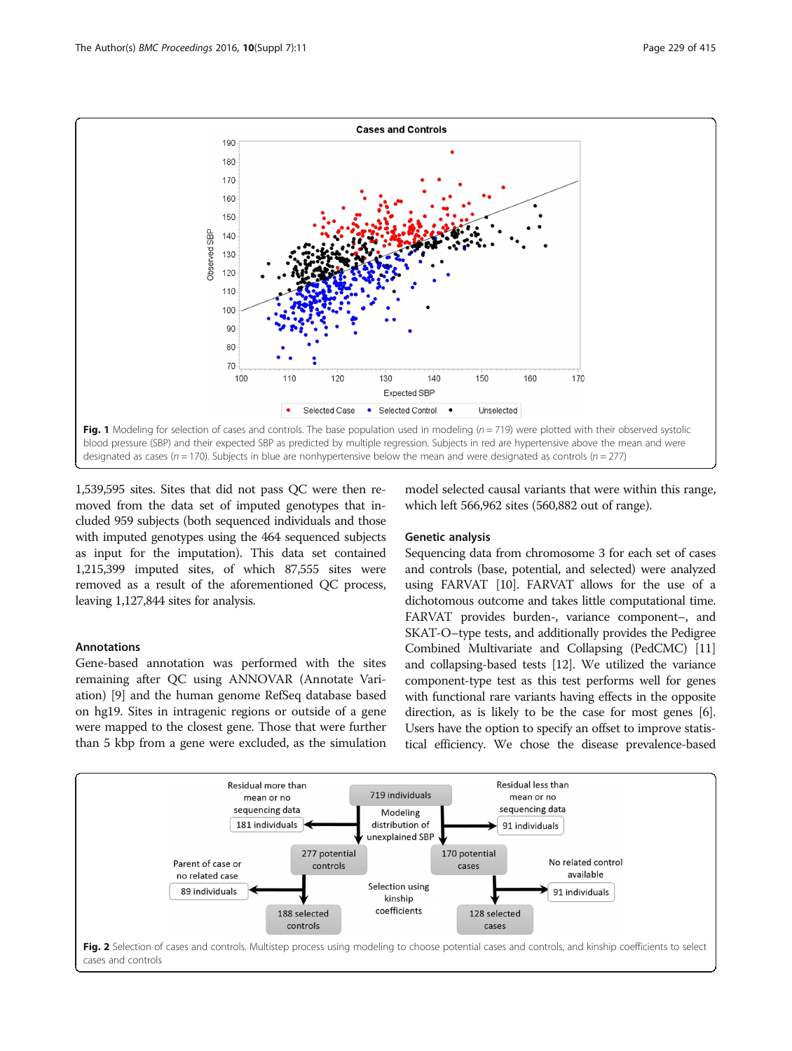**Fig. 1** Modeling for selection of cases and controls. The base population used in modeling ($n = 719$) were plotted with their observed systolic blood pressure (SBP) and their expected SBP as predicted by multiple regression. Subjects in red are hypertensive above the mean and were designated as cases ($n = 170$). Subjects in blue are nonhypertensive below the mean and were designated as controls ($n = 277$)

1,539,595 sites. Sites that did not pass QC were then removed from the data set of imputed genotypes that included 959 subjects (both sequenced individuals and those with imputed genotypes using the 464 sequenced subjects as input for the imputation). This data set contained 1,215,399 imputed sites, of which 87,555 sites were removed as a result of the aforementioned QC process, leaving 1,127,844 sites for analysis.

### Annotations

Gene-based annotation was performed with the sites remaining after QC using ANNOVAR (Annotate Variation) [9] and the human genome RefSeq database based on hg19. Sites in intragenic regions or outside of a gene were mapped to the closest gene. Those that were further than 5 kbp from a gene were excluded, as the simulation model selected causal variants that were within this range, which left 566,962 sites (560,882 out of range).

### Genetic analysis

Sequencing data from chromosome 3 for each set of cases and controls (base, potential, and selected) were analyzed using FARVAT [10]. FARVAT allows for the use of a dichotomous outcome and takes little computational time. FARVAT provides burden-, variance component–, and SKAT-O–type tests, and additionally provides the Pedigree Combined Multivariate and Collapsing (PedCMC) [11] and collapsing-based tests [12]. We utilized the variance component-type test as this test performs well for genes with functional rare variants having effects in the opposite direction, as is likely to be the case for most genes [6]. Users have the option to specify an offset to improve statistical efficiency. We chose the disease prevalence-based

**Fig. 2** Selection of cases and controls. Multistep process using modeling to choose potential cases and controls, and kinship coefficients to select cases and controls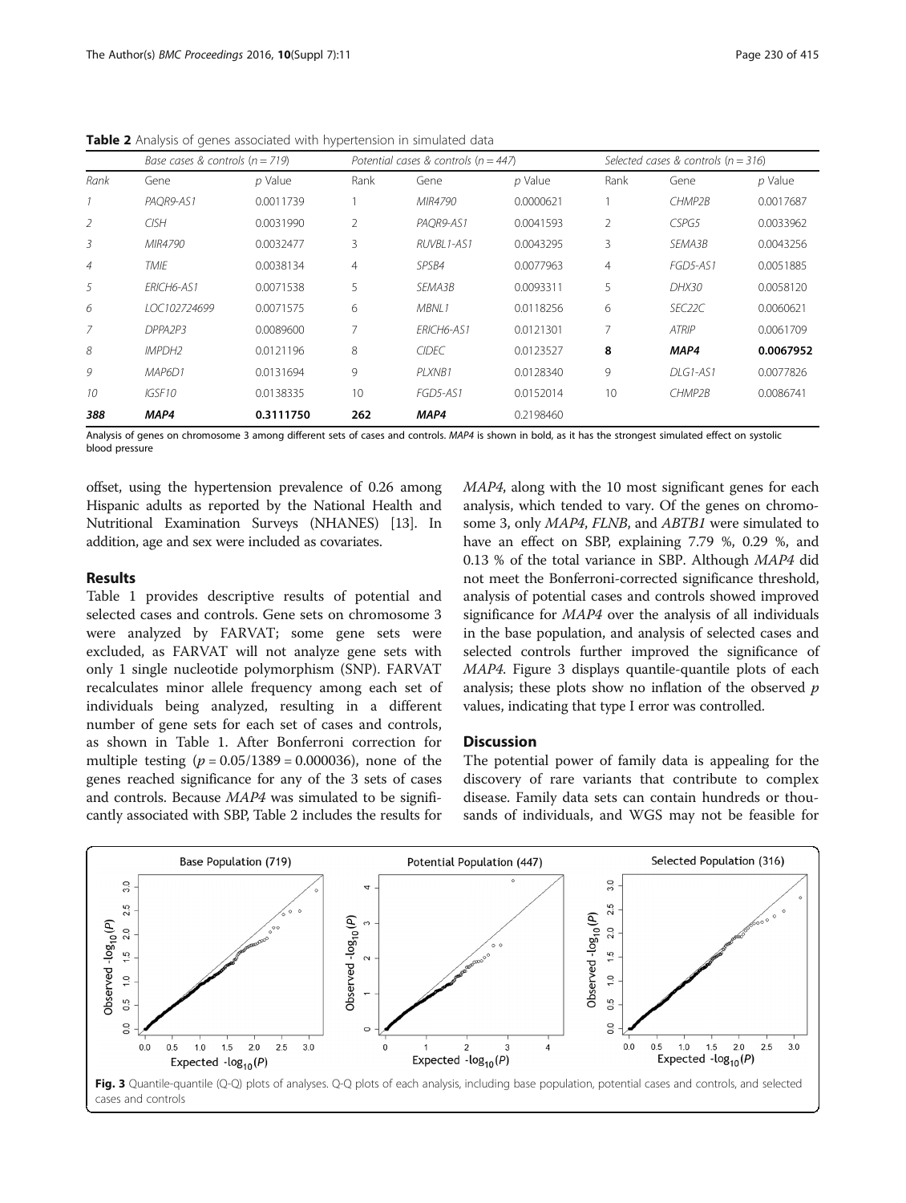**Table 2** Analysis of genes associated with hypertension in simulated data

| Base cases & controls ($n = 719$) | | | Potential cases & controls ($n = 447$) | | | Selected cases & controls ($n = 316$) | | |
|---|---|---|---|---|---|---|---|---|
| *Rank* | Gene | *p* Value | Rank | Gene | *p* Value | Rank | Gene | *p* Value |
| *1* | *PAQR9-AS1* | 0.0011739 | 1 | *MIR4790* | 0.0000621 | 1 | *CHMP2B* | 0.0017687 |
| *2* | *CISH* | 0.0031990 | 2 | *PAQR9-AS1* | 0.0041593 | 2 | *CSPG5* | 0.0033962 |
| *3* | *MIR4790* | 0.0032477 | 3 | *RUVBL1-AS1* | 0.0043295 | 3 | *SEMA3B* | 0.0043256 |
| *4* | *TMIE* | 0.0038134 | 4 | *SPSB4* | 0.0077963 | 4 | *FGD5-AS1* | 0.0051885 |
| *5* | *ERICH6-AS1* | 0.0071538 | 5 | *SEMA3B* | 0.0093311 | 5 | *DHX30* | 0.0058120 |
| *6* | *LOC102724699* | 0.0071575 | 6 | *MBNL1* | 0.0118256 | 6 | *SEC22C* | 0.0060621 |
| *7* | *DPPA2P3* | 0.0089600 | 7 | *ERICH6-AS1* | 0.0121301 | 7 | *ATRIP* | 0.0061709 |
| *8* | *IMPDH2* | 0.0121196 | 8 | *CIDEC* | 0.0123527 | **8** | ***MAP4*** | **0.0067952** |
| *9* | *MAP6D1* | 0.0131694 | 9 | *PLXNB1* | 0.0128340 | 9 | *DLG1-AS1* | 0.0077826 |
| *10* | *IGSF10* | 0.0138335 | 10 | *FGD5-AS1* | 0.0152014 | 10 | *CHMP2B* | 0.0086741 |
| ***388*** | ***MAP4*** | **0.3111750** | **262** | ***MAP4*** | 0.2198460 | | | |

Analysis of genes on chromosome 3 among different sets of cases and controls. *MAP4* is shown in bold, as it has the strongest simulated effect on systolic blood pressure

offset, using the hypertension prevalence of 0.26 among Hispanic adults as reported by the National Health and Nutritional Examination Surveys (NHANES) [13]. In addition, age and sex were included as covariates.

## Results

Table 1 provides descriptive results of potential and selected cases and controls. Gene sets on chromosome 3 were analyzed by FARVAT; some gene sets were excluded, as FARVAT will not analyze gene sets with only 1 single nucleotide polymorphism (SNP). FARVAT recalculates minor allele frequency among each set of individuals being analyzed, resulting in a different number of gene sets for each set of cases and controls, as shown in Table 1. After Bonferroni correction for multiple testing ($p = 0.05/1389 = 0.000036$), none of the genes reached significance for any of the 3 sets of cases and controls. Because *MAP4* was simulated to be significantly associated with SBP, Table 2 includes the results for *MAP4*, along with the 10 most significant genes for each analysis, which tended to vary. Of the genes on chromosome 3, only *MAP4*, *FLNB*, and *ABTB1* were simulated to have an effect on SBP, explaining 7.79 %, 0.29 %, and 0.13 % of the total variance in SBP. Although *MAP4* did not meet the Bonferroni-corrected significance threshold, analysis of potential cases and controls showed improved significance for *MAP4* over the analysis of all individuals in the base population, and analysis of selected cases and selected controls further improved the significance of *MAP4*. Figure 3 displays quantile-quantile plots of each analysis; these plots show no inflation of the observed *p* values, indicating that type I error was controlled.

## Discussion

The potential power of family data is appealing for the discovery of rare variants that contribute to complex disease. Family data sets can contain hundreds or thousands of individuals, and WGS may not be feasible for

**Fig. 3** Quantile-quantile (Q-Q) plots of analyses. Q-Q plots of each analysis, including base population, potential cases and controls, and selected cases and controls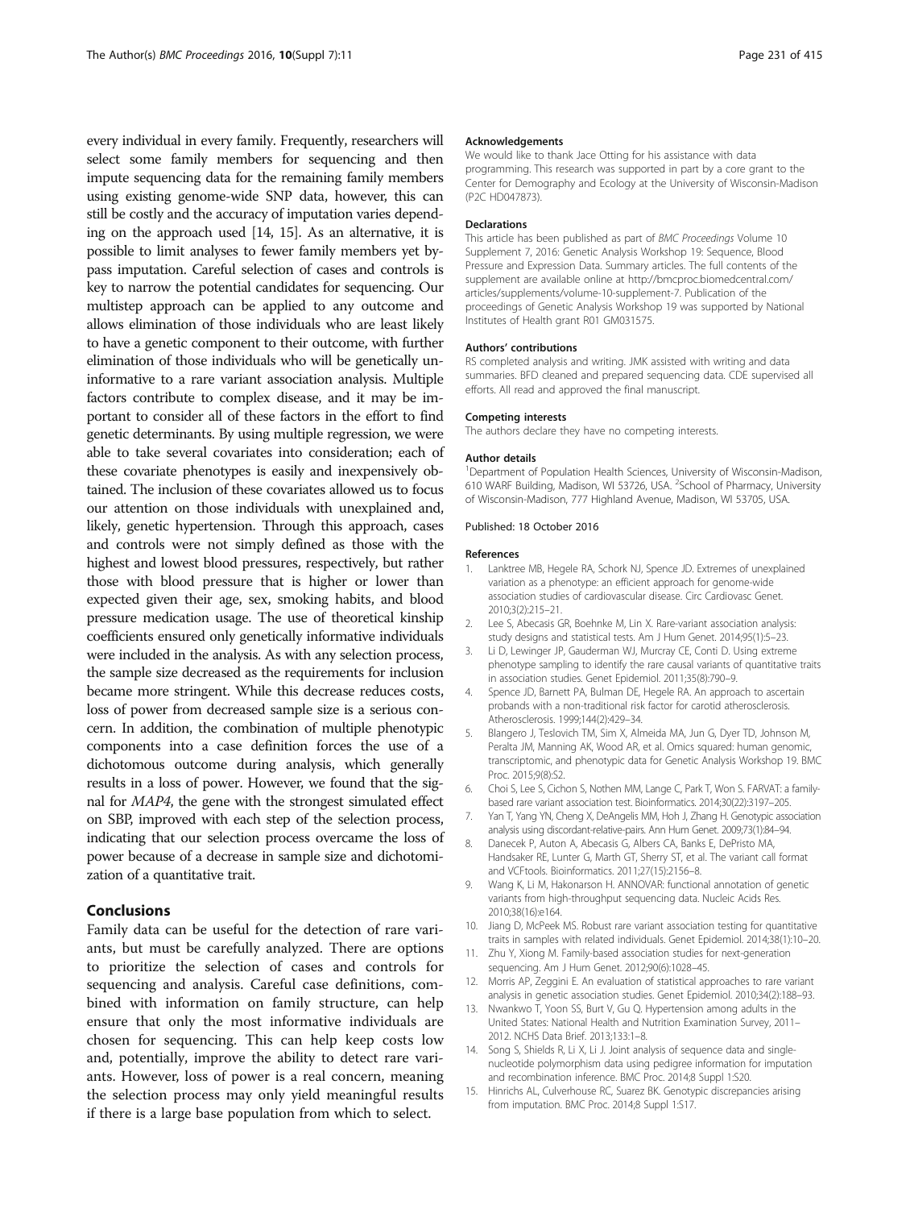every individual in every family. Frequently, researchers will select some family members for sequencing and then impute sequencing data for the remaining family members using existing genome-wide SNP data, however, this can still be costly and the accuracy of imputation varies depending on the approach used [14, 15]. As an alternative, it is possible to limit analyses to fewer family members yet bypass imputation. Careful selection of cases and controls is key to narrow the potential candidates for sequencing. Our multistep approach can be applied to any outcome and allows elimination of those individuals who are least likely to have a genetic component to their outcome, with further elimination of those individuals who will be genetically uninformative to a rare variant association analysis. Multiple factors contribute to complex disease, and it may be important to consider all of these factors in the effort to find genetic determinants. By using multiple regression, we were able to take several covariates into consideration; each of these covariate phenotypes is easily and inexpensively obtained. The inclusion of these covariates allowed us to focus our attention on those individuals with unexplained and, likely, genetic hypertension. Through this approach, cases and controls were not simply defined as those with the highest and lowest blood pressures, respectively, but rather those with blood pressure that is higher or lower than expected given their age, sex, smoking habits, and blood pressure medication usage. The use of theoretical kinship coefficients ensured only genetically informative individuals were included in the analysis. As with any selection process, the sample size decreased as the requirements for inclusion became more stringent. While this decrease reduces costs, loss of power from decreased sample size is a serious concern. In addition, the combination of multiple phenotypic components into a case definition forces the use of a dichotomous outcome during analysis, which generally results in a loss of power. However, we found that the signal for *MAP4*, the gene with the strongest simulated effect on SBP, improved with each step of the selection process, indicating that our selection process overcame the loss of power because of a decrease in sample size and dichotomization of a quantitative trait.

## Conclusions

Family data can be useful for the detection of rare variants, but must be carefully analyzed. There are options to prioritize the selection of cases and controls for sequencing and analysis. Careful case definitions, combined with information on family structure, can help ensure that only the most informative individuals are chosen for sequencing. This can help keep costs low and, potentially, improve the ability to detect rare variants. However, loss of power is a real concern, meaning the selection process may only yield meaningful results if there is a large base population from which to select.

#### Acknowledgements

We would like to thank Jace Otting for his assistance with data programming. This research was supported in part by a core grant to the Center for Demography and Ecology at the University of Wisconsin-Madison (P2C HD047873).

#### Declarations

This article has been published as part of *BMC Proceedings* Volume 10 Supplement 7, 2016: Genetic Analysis Workshop 19: Sequence, Blood Pressure and Expression Data. Summary articles. The full contents of the supplement are available online at http://bmcproc.biomedcentral.com/articles/supplements/volume-10-supplement-7. Publication of the proceedings of Genetic Analysis Workshop 19 was supported by National Institutes of Health grant R01 GM031575.

#### Authors' contributions

RS completed analysis and writing. JMK assisted with writing and data summaries. BFD cleaned and prepared sequencing data. CDE supervised all efforts. All read and approved the final manuscript.

#### Competing interests

The authors declare they have no competing interests.

#### Author details

[1]Department of Population Health Sciences, University of Wisconsin-Madison, 610 WARF Building, Madison, WI 53726, USA. [2]School of Pharmacy, University of Wisconsin-Madison, 777 Highland Avenue, Madison, WI 53705, USA.

Published: 18 October 2016

#### References

1. Lanktree MB, Hegele RA, Schork NJ, Spence JD. Extremes of unexplained variation as a phenotype: an efficient approach for genome-wide association studies of cardiovascular disease. Circ Cardiovasc Genet. 2010;3(2):215–21.
2. Lee S, Abecasis GR, Boehnke M, Lin X. Rare-variant association analysis: study designs and statistical tests. Am J Hum Genet. 2014;95(1):5–23.
3. Li D, Lewinger JP, Gauderman WJ, Murcray CE, Conti D. Using extreme phenotype sampling to identify the rare causal variants of quantitative traits in association studies. Genet Epidemiol. 2011;35(8):790–9.
4. Spence JD, Barnett PA, Bulman DE, Hegele RA. An approach to ascertain probands with a non-traditional risk factor for carotid atherosclerosis. Atherosclerosis. 1999;144(2):429–34.
5. Blangero J, Teslovich TM, Sim X, Almeida MA, Jun G, Dyer TD, Johnson M, Peralta JM, Manning AK, Wood AR, et al. Omics squared: human genomic, transcriptomic, and phenotypic data for Genetic Analysis Workshop 19. BMC Proc. 2015;9(8):S2.
6. Choi S, Lee S, Cichon S, Nothen MM, Lange C, Park T, Won S. FARVAT: a family-based rare variant association test. Bioinformatics. 2014;30(22):3197–205.
7. Yan T, Yang YN, Cheng X, DeAngelis MM, Hoh J, Zhang H. Genotypic association analysis using discordant-relative-pairs. Ann Hum Genet. 2009;73(1):84–94.
8. Danecek P, Auton A, Abecasis G, Albers CA, Banks E, DePristo MA, Handsaker RE, Lunter G, Marth GT, Sherry ST, et al. The variant call format and VCFtools. Bioinformatics. 2011;27(15):2156–8.
9. Wang K, Li M, Hakonarson H. ANNOVAR: functional annotation of genetic variants from high-throughput sequencing data. Nucleic Acids Res. 2010;38(16):e164.
10. Jiang D, McPeek MS. Robust rare variant association testing for quantitative traits in samples with related individuals. Genet Epidemiol. 2014;38(1):10–20.
11. Zhu Y, Xiong M. Family-based association studies for next-generation sequencing. Am J Hum Genet. 2012;90(6):1028–45.
12. Morris AP, Zeggini E. An evaluation of statistical approaches to rare variant analysis in genetic association studies. Genet Epidemiol. 2010;34(2):188–93.
13. Nwankwo T, Yoon SS, Burt V, Gu Q. Hypertension among adults in the United States: National Health and Nutrition Examination Survey, 2011–2012. NCHS Data Brief. 2013;133:1–8.
14. Song S, Shields R, Li X, Li J. Joint analysis of sequence data and single-nucleotide polymorphism data using pedigree information for imputation and recombination inference. BMC Proc. 2014;8 Suppl 1:S20.
15. Hinrichs AL, Culverhouse RC, Suarez BK. Genotypic discrepancies arising from imputation. BMC Proc. 2014;8 Suppl 1:S17.